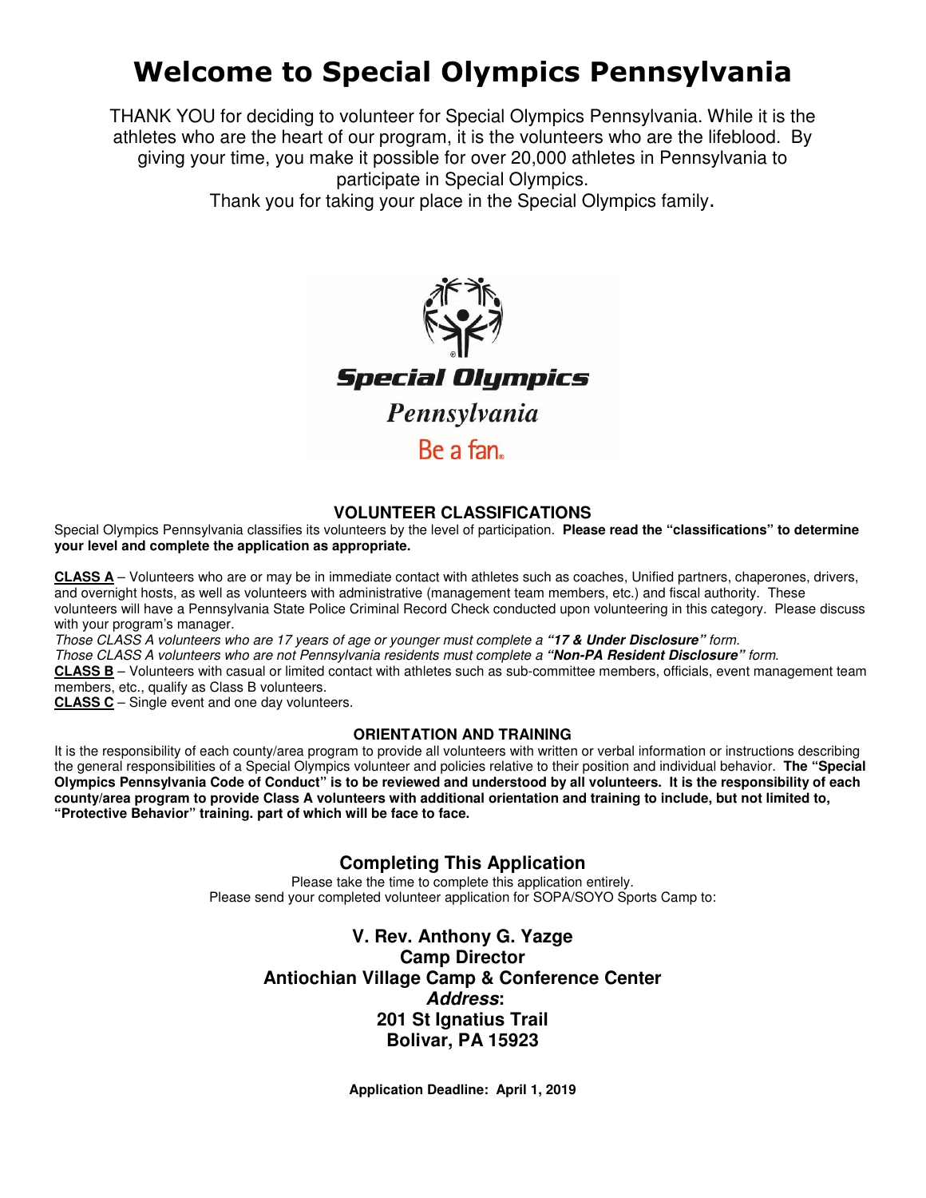# Welcome to Special Olympics Pennsylvania

THANK YOU for deciding to volunteer for Special Olympics Pennsylvania. While it is the athletes who are the heart of our program, it is the volunteers who are the lifeblood. By giving your time, you make it possible for over 20,000 athletes in Pennsylvania to participate in Special Olympics.
Thank you for taking your place in the Special Olympics family.

Special Olympics
Pennsylvania
Be a fan.

## VOLUNTEER CLASSIFICATIONS

Special Olympics Pennsylvania classifies its volunteers by the level of participation. **Please read the "classifications" to determine your level and complete the application as appropriate.**

**CLASS A** – Volunteers who are or may be in immediate contact with athletes such as coaches, Unified partners, chaperones, drivers, and overnight hosts, as well as volunteers with administrative (management team members, etc.) and fiscal authority. These volunteers will have a Pennsylvania State Police Criminal Record Check conducted upon volunteering in this category. Please discuss with your program's manager.

*Those CLASS A volunteers who are 17 years of age or younger must complete a **"17 & Under Disclosure"** form.*

*Those CLASS A volunteers who are not Pennsylvania residents must complete a **"Non-PA Resident Disclosure"** form.*

**CLASS B** – Volunteers with casual or limited contact with athletes such as sub-committee members, officials, event management team members, etc., qualify as Class B volunteers.

**CLASS C** – Single event and one day volunteers.

### ORIENTATION AND TRAINING

It is the responsibility of each county/area program to provide all volunteers with written or verbal information or instructions describing the general responsibilities of a Special Olympics volunteer and policies relative to their position and individual behavior. **The "Special Olympics Pennsylvania Code of Conduct" is to be reviewed and understood by all volunteers. It is the responsibility of each county/area program to provide Class A volunteers with additional orientation and training to include, but not limited to, "Protective Behavior" training. part of which will be face to face.**

## Completing This Application

Please take the time to complete this application entirely.
Please send your completed volunteer application for SOPA/SOYO Sports Camp to:

**V. Rev. Anthony G. Yazge**
**Camp Director**
**Antiochian Village Camp & Conference Center**
***Address*:**
**201 St Ignatius Trail**
**Bolivar, PA 15923**

**Application Deadline: April 1, 2019**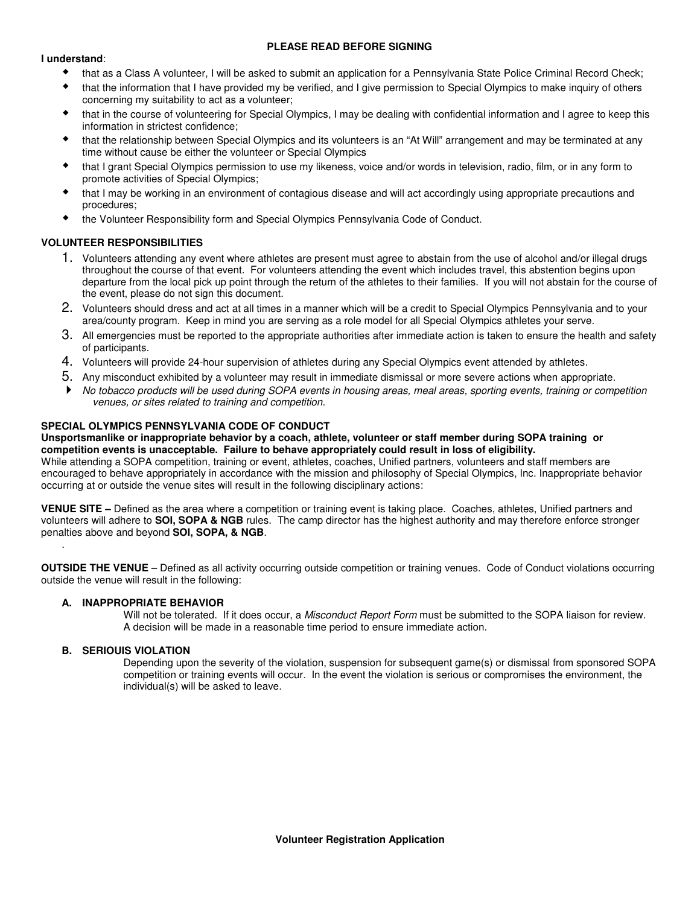**PLEASE READ BEFORE SIGNING**

**I understand**:

- that as a Class A volunteer, I will be asked to submit an application for a Pennsylvania State Police Criminal Record Check;
- that the information that I have provided my be verified, and I give permission to Special Olympics to make inquiry of others concerning my suitability to act as a volunteer;
- that in the course of volunteering for Special Olympics, I may be dealing with confidential information and I agree to keep this information in strictest confidence;
- that the relationship between Special Olympics and its volunteers is an "At Will" arrangement and may be terminated at any time without cause be either the volunteer or Special Olympics
- that I grant Special Olympics permission to use my likeness, voice and/or words in television, radio, film, or in any form to promote activities of Special Olympics;
- that I may be working in an environment of contagious disease and will act accordingly using appropriate precautions and procedures;
- the Volunteer Responsibility form and Special Olympics Pennsylvania Code of Conduct.

**VOLUNTEER RESPONSIBILITIES**

1. Volunteers attending any event where athletes are present must agree to abstain from the use of alcohol and/or illegal drugs throughout the course of that event. For volunteers attending the event which includes travel, this abstention begins upon departure from the local pick up point through the return of the athletes to their families. If you will not abstain for the course of the event, please do not sign this document.
2. Volunteers should dress and act at all times in a manner which will be a credit to Special Olympics Pennsylvania and to your area/county program. Keep in mind you are serving as a role model for all Special Olympics athletes your serve.
3. All emergencies must be reported to the appropriate authorities after immediate action is taken to ensure the health and safety of participants.
4. Volunteers will provide 24-hour supervision of athletes during any Special Olympics event attended by athletes.
5. Any misconduct exhibited by a volunteer may result in immediate dismissal or more severe actions when appropriate.

- *No tobacco products will be used during SOPA events in housing areas, meal areas, sporting events, training or competition venues, or sites related to training and competition*.

**SPECIAL OLYMPICS PENNSYLVANIA CODE OF CONDUCT**

**Unsportsmanlike or inappropriate behavior by a coach, athlete, volunteer or staff member during SOPA training or competition events is unacceptable. Failure to behave appropriately could result in loss of eligibility.**

While attending a SOPA competition, training or event, athletes, coaches, Unified partners, volunteers and staff members are encouraged to behave appropriately in accordance with the mission and philosophy of Special Olympics, Inc. Inappropriate behavior occurring at or outside the venue sites will result in the following disciplinary actions:

**VENUE SITE –** Defined as the area where a competition or training event is taking place. Coaches, athletes, Unified partners and volunteers will adhere to **SOI, SOPA & NGB** rules. The camp director has the highest authority and may therefore enforce stronger penalties above and beyond **SOI, SOPA, & NGB**.

.

**OUTSIDE THE VENUE** – Defined as all activity occurring outside competition or training venues. Code of Conduct violations occurring outside the venue will result in the following:

**A. INAPPROPRIATE BEHAVIOR**

Will not be tolerated. If it does occur, a *Misconduct Report Form* must be submitted to the SOPA liaison for review. A decision will be made in a reasonable time period to ensure immediate action.

**B. SERIOUIS VIOLATION**

Depending upon the severity of the violation, suspension for subsequent game(s) or dismissal from sponsored SOPA competition or training events will occur. In the event the violation is serious or compromises the environment, the individual(s) will be asked to leave.

**Volunteer Registration Application**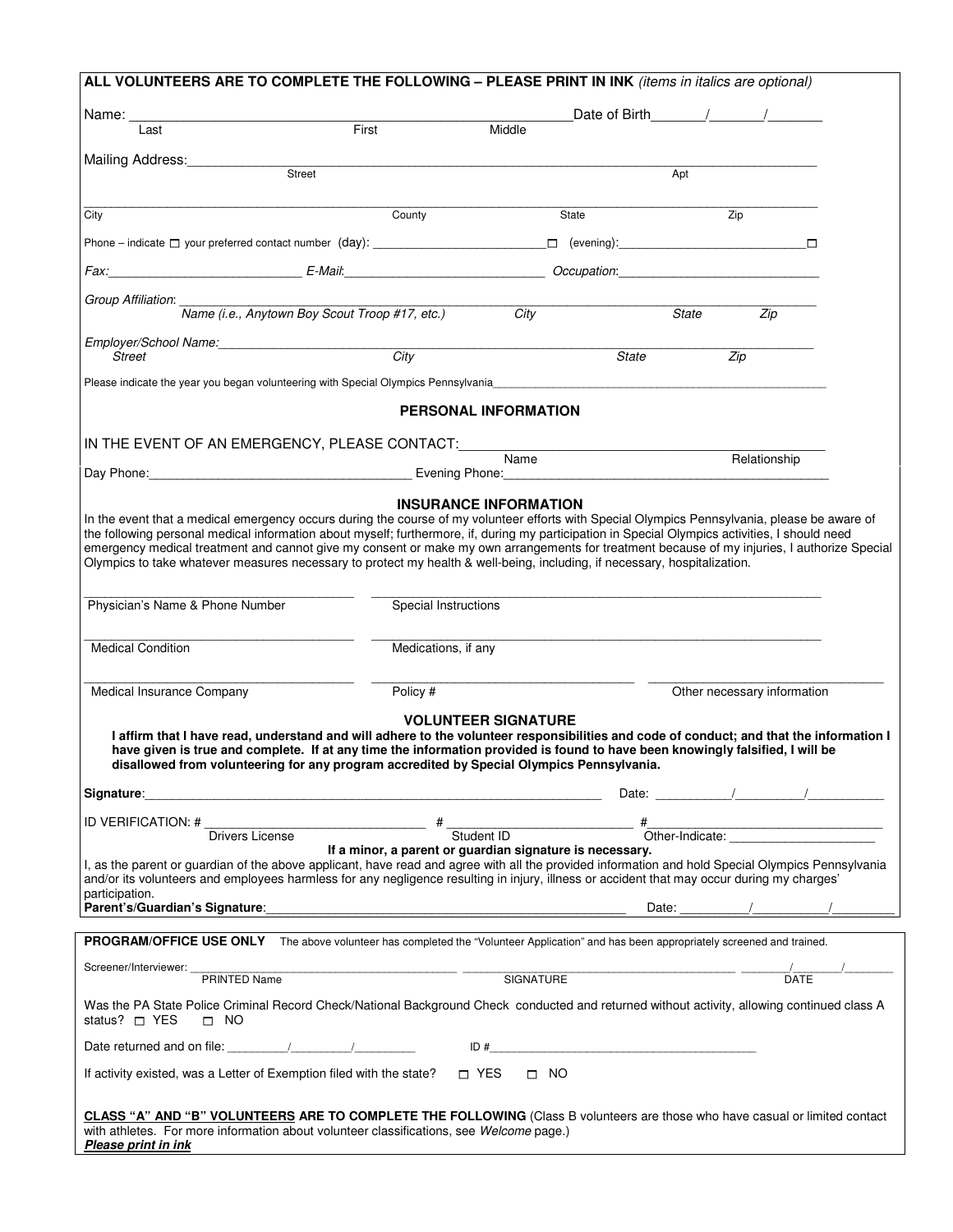**ALL VOLUNTEERS ARE TO COMPLETE THE FOLLOWING – PLEASE PRINT IN INK** *(items in italics are optional)*

Name: ______________________________________________ Date of Birth_____/_____/_____
Last First Middle

Mailing Address: ______________________________________________
Street Apt

______________________________________________
City County State Zip

Phone – indicate ☐ your preferred contact number (day): ____________________ ☐ (evening): ____________________ ☐

*Fax:* ____________________ *E-Mail:* ____________________ *Occupation:* ____________________

*Group Affiliation:* ______________________________________________
*Name (i.e., Anytown Boy Scout Troop #17, etc.)* *City* *State* *Zip*

*Employer/School Name:* ______________________________________________
*Street* *City* *State* *Zip*

Please indicate the year you began volunteering with Special Olympics Pennsylvania ____________________

## PERSONAL INFORMATION

IN THE EVENT OF AN EMERGENCY, PLEASE CONTACT: ______________________________________________
Name Relationship

Day Phone: ____________________ Evening Phone: ____________________

## INSURANCE INFORMATION

In the event that a medical emergency occurs during the course of my volunteer efforts with Special Olympics Pennsylvania, please be aware of the following personal medical information about myself; furthermore, if, during my participation in Special Olympics activities, I should need emergency medical treatment and cannot give my consent or make my own arrangements for treatment because of my injuries, I authorize Special Olympics to take whatever measures necessary to protect my health & well-being, including, if necessary, hospitalization.

____________________ ____________________
Physician's Name & Phone Number Special Instructions

____________________ ____________________
Medical Condition Medications, if any

____________________ ____________________ ____________________
Medical Insurance Company Policy # Other necessary information

## VOLUNTEER SIGNATURE

**I affirm that I have read, understand and will adhere to the volunteer responsibilities and code of conduct; and that the information I have given is true and complete. If at any time the information provided is found to have been knowingly falsified, I will be disallowed from volunteering for any program accredited by Special Olympics Pennsylvania.**

**Signature**: ______________________________________________ Date: _____/_____/_____

ID VERIFICATION: # ____________________ # ____________________ # ____________________
Drivers License Student ID Other-Indicate: ____________________

**If a minor, a parent or guardian signature is necessary.**

I, as the parent or guardian of the above applicant, have read and agree with all the provided information and hold Special Olympics Pennsylvania and/or its volunteers and employees harmless for any negligence resulting in injury, illness or accident that may occur during my charges' participation.

**Parent's/Guardian's Signature**: ______________________________________________ Date: _____/_____/_____

---

**PROGRAM/OFFICE USE ONLY** The above volunteer has completed the "Volunteer Application" and has been appropriately screened and trained.

Screener/Interviewer: ____________________ ____________________ _____/_____/_____
PRINTED Name SIGNATURE DATE

Was the PA State Police Criminal Record Check/National Background Check conducted and returned without activity, allowing continued class A status? ☐ YES ☐ NO

Date returned and on file: _____/_____/_____ ID # ____________________

If activity existed, was a Letter of Exemption filed with the state? ☐ YES ☐ NO

**CLASS "A" AND "B" VOLUNTEERS ARE TO COMPLETE THE FOLLOWING** (Class B volunteers are those who have casual or limited contact with athletes. For more information about volunteer classifications, see *Welcome* page.)
***Please print in ink***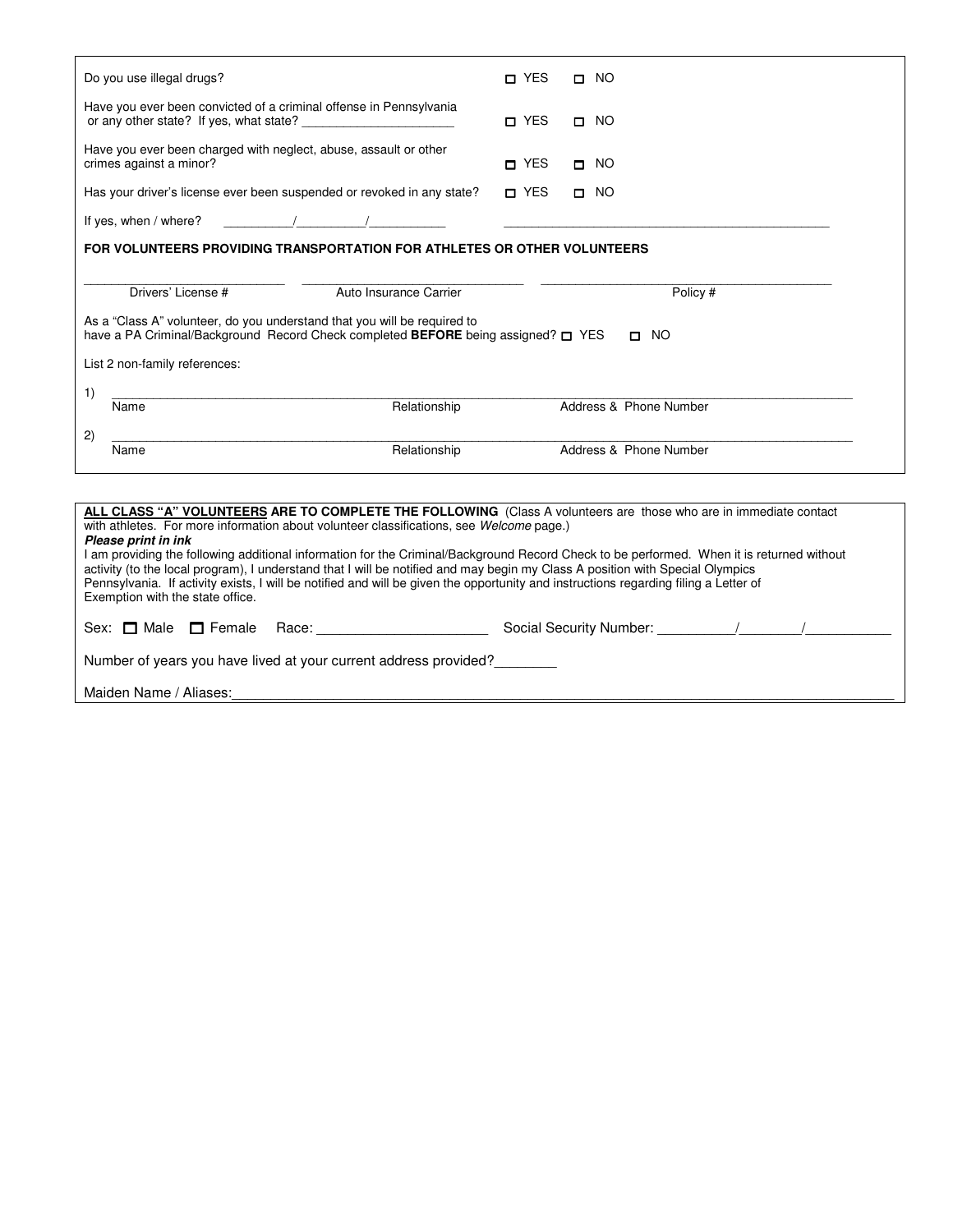Do you use illegal drugs? ☐ YES ☐ NO

Have you ever been convicted of a criminal offense in Pennsylvania or any other state? If yes, what state? ______________________ ☐ YES ☐ NO

Have you ever been charged with neglect, abuse, assault or other crimes against a minor? ☐ YES ☐ NO

Has your driver's license ever been suspended or revoked in any state? ☐ YES ☐ NO

If yes, when / where? __________/__________/___________ ________________________________________________

**FOR VOLUNTEERS PROVIDING TRANSPORTATION FOR ATHLETES OR OTHER VOLUNTEERS**

| | | |
|---|---|---|
| Drivers' License # | Auto Insurance Carrier | Policy # |

As a "Class A" volunteer, do you understand that you will be required to have a PA Criminal/Background Record Check completed **BEFORE** being assigned? ☐ YES ☐ NO

List 2 non-family references:

| | | | |
|---|---|---|---|
| 1) | Name | Relationship | Address & Phone Number |
| 2) | Name | Relationship | Address & Phone Number |

**ALL CLASS "A" VOLUNTEERS ARE TO COMPLETE THE FOLLOWING** (Class A volunteers are those who are in immediate contact with athletes. For more information about volunteer classifications, see *Welcome* page.)

***Please print in ink***

I am providing the following additional information for the Criminal/Background Record Check to be performed. When it is returned without activity (to the local program), I understand that I will be notified and may begin my Class A position with Special Olympics Pennsylvania. If activity exists, I will be notified and will be given the opportunity and instructions regarding filing a Letter of Exemption with the state office.

Sex: ☐ Male ☐ Female Race: ______________________ Social Security Number: __________/________/___________

Number of years you have lived at your current address provided?________

Maiden Name / Aliases:_____________________________________________________________________________________